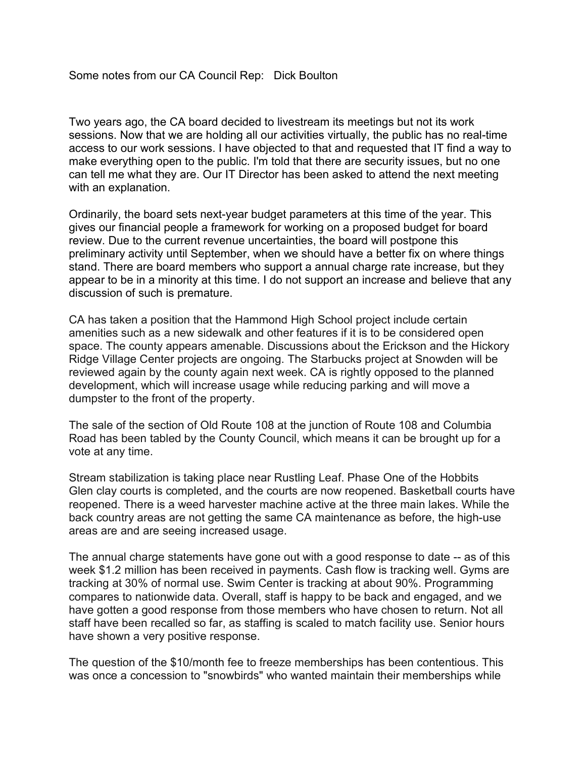Some notes from our CA Council Rep: Dick Boulton

Two years ago, the CA board decided to livestream its meetings but not its work sessions. Now that we are holding all our activities virtually, the public has no real-time access to our work sessions. I have objected to that and requested that IT find a way to make everything open to the public. I'm told that there are security issues, but no one can tell me what they are. Our IT Director has been asked to attend the next meeting with an explanation.

Ordinarily, the board sets next-year budget parameters at this time of the year. This gives our financial people a framework for working on a proposed budget for board review. Due to the current revenue uncertainties, the board will postpone this preliminary activity until September, when we should have a better fix on where things stand. There are board members who support a annual charge rate increase, but they appear to be in a minority at this time. I do not support an increase and believe that any discussion of such is premature.

CA has taken a position that the Hammond High School project include certain amenities such as a new sidewalk and other features if it is to be considered open space. The county appears amenable. Discussions about the Erickson and the Hickory Ridge Village Center projects are ongoing. The Starbucks project at Snowden will be reviewed again by the county again next week. CA is rightly opposed to the planned development, which will increase usage while reducing parking and will move a dumpster to the front of the property.

The sale of the section of Old Route 108 at the junction of Route 108 and Columbia Road has been tabled by the County Council, which means it can be brought up for a vote at any time.

Stream stabilization is taking place near Rustling Leaf. Phase One of the Hobbits Glen clay courts is completed, and the courts are now reopened. Basketball courts have reopened. There is a weed harvester machine active at the three main lakes. While the back country areas are not getting the same CA maintenance as before, the high-use areas are and are seeing increased usage.

The annual charge statements have gone out with a good response to date -- as of this week $1.2 million has been received in payments. Cash flow is tracking well. Gyms are tracking at 30% of normal use. Swim Center is tracking at about 90%. Programming compares to nationwide data. Overall, staff is happy to be back and engaged, and we have gotten a good response from those members who have chosen to return. Not all staff have been recalled so far, as staffing is scaled to match facility use. Senior hours have shown a very positive response.

The question of the $10/month fee to freeze memberships has been contentious. This was once a concession to "snowbirds" who wanted maintain their memberships while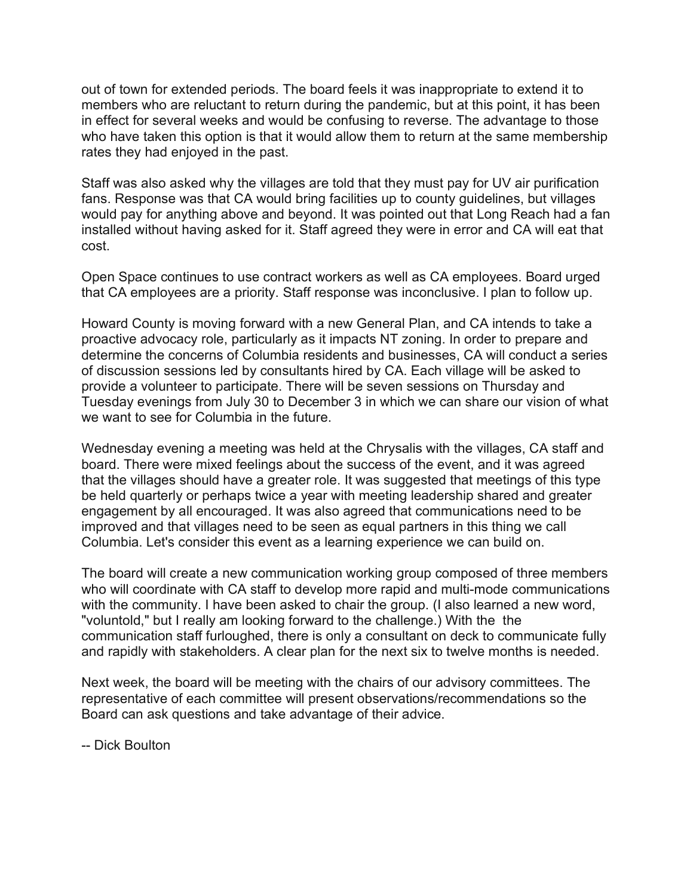out of town for extended periods. The board feels it was inappropriate to extend it to members who are reluctant to return during the pandemic, but at this point, it has been in effect for several weeks and would be confusing to reverse. The advantage to those who have taken this option is that it would allow them to return at the same membership rates they had enjoyed in the past.

Staff was also asked why the villages are told that they must pay for UV air purification fans. Response was that CA would bring facilities up to county guidelines, but villages would pay for anything above and beyond. It was pointed out that Long Reach had a fan installed without having asked for it. Staff agreed they were in error and CA will eat that cost.

Open Space continues to use contract workers as well as CA employees. Board urged that CA employees are a priority. Staff response was inconclusive. I plan to follow up.

Howard County is moving forward with a new General Plan, and CA intends to take a proactive advocacy role, particularly as it impacts NT zoning. In order to prepare and determine the concerns of Columbia residents and businesses, CA will conduct a series of discussion sessions led by consultants hired by CA. Each village will be asked to provide a volunteer to participate. There will be seven sessions on Thursday and Tuesday evenings from July 30 to December 3 in which we can share our vision of what we want to see for Columbia in the future.

Wednesday evening a meeting was held at the Chrysalis with the villages, CA staff and board. There were mixed feelings about the success of the event, and it was agreed that the villages should have a greater role. It was suggested that meetings of this type be held quarterly or perhaps twice a year with meeting leadership shared and greater engagement by all encouraged. It was also agreed that communications need to be improved and that villages need to be seen as equal partners in this thing we call Columbia. Let's consider this event as a learning experience we can build on.

The board will create a new communication working group composed of three members who will coordinate with CA staff to develop more rapid and multi-mode communications with the community. I have been asked to chair the group. (I also learned a new word, "voluntold," but I really am looking forward to the challenge.) With the the communication staff furloughed, there is only a consultant on deck to communicate fully and rapidly with stakeholders. A clear plan for the next six to twelve months is needed.

Next week, the board will be meeting with the chairs of our advisory committees. The representative of each committee will present observations/recommendations so the Board can ask questions and take advantage of their advice.

-- Dick Boulton